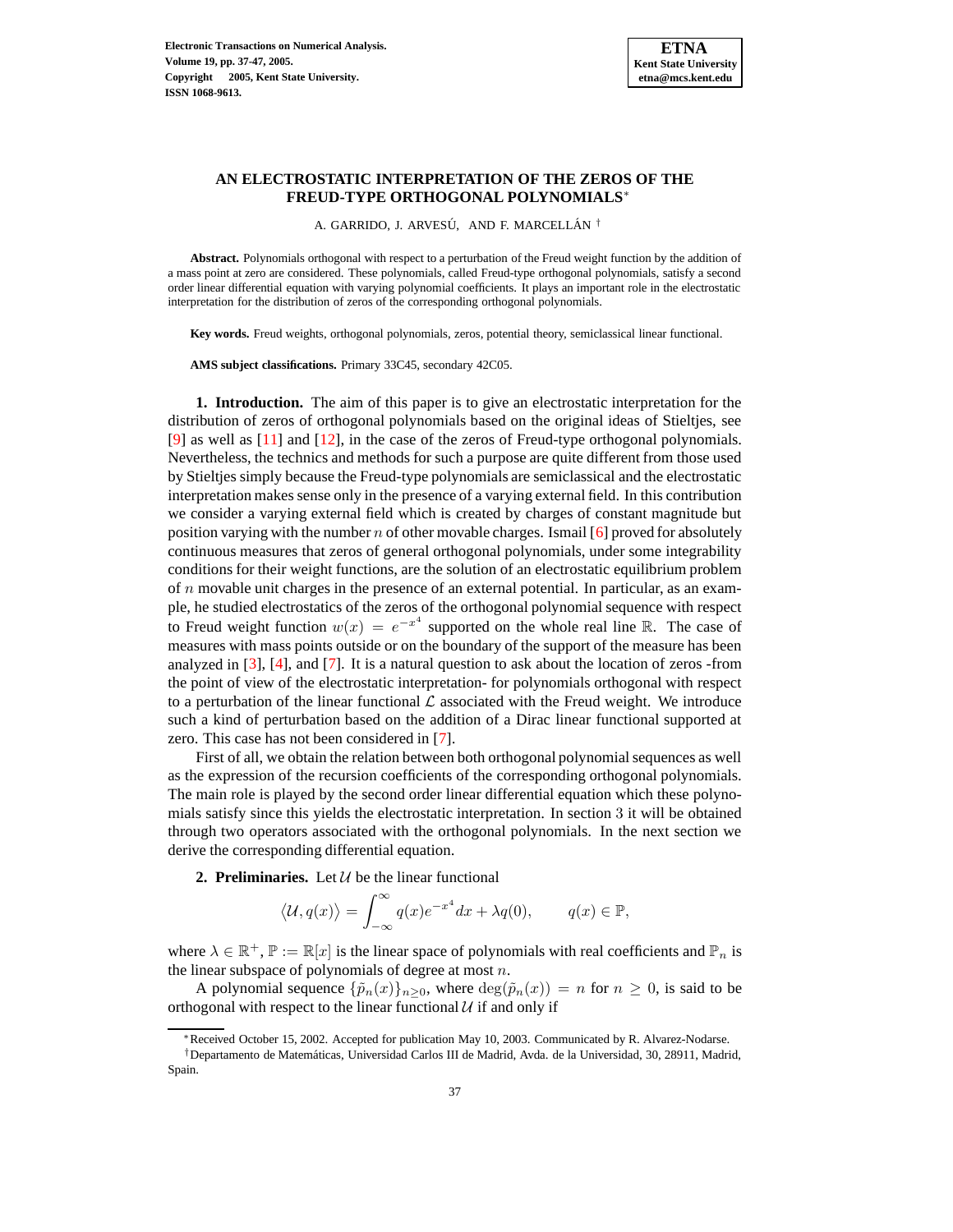# AN ELECTROSTATIC INTERPRETATION OF THE ZEROS OF THE FREUD-TYPE ORTHOGONAL POLYNOMIALS*

A. GARRIDO, J. ARVESÚ, AND F. MARCELLÁN †

**Abstract.** Polynomials orthogonal with respect to a perturbation of the Freud weight function by the addition of a mass point at zero are considered. These polynomials, called Freud-type orthogonal polynomials, satisfy a second order linear differential equation with varying polynomial coefficients. It plays an important role in the electrostatic interpretation for the distribution of zeros of the corresponding orthogonal polynomials.

**Key words.** Freud weights, orthogonal polynomials, zeros, potential theory, semiclassical linear functional.

**AMS subject classifications.** Primary 33C45, secondary 42C05.

## 1. Introduction.

The aim of this paper is to give an electrostatic interpretation for the distribution of zeros of orthogonal polynomials based on the original ideas of Stieltjes, see [9] as well as [11] and [12], in the case of the zeros of Freud-type orthogonal polynomials. Nevertheless, the technics and methods for such a purpose are quite different from those used by Stieltjes simply because the Freud-type polynomials are semiclassical and the electrostatic interpretation makes sense only in the presence of a varying external field. In this contribution we consider a varying external field which is created by charges of constant magnitude but position varying with the number $n$ of other movable charges. Ismail [6] proved for absolutely continuous measures that zeros of general orthogonal polynomials, under some integrability conditions for their weight functions, are the solution of an electrostatic equilibrium problem of $n$ movable unit charges in the presence of an external potential. In particular, as an example, he studied electrostatics of the zeros of the orthogonal polynomial sequence with respect to Freud weight function $w(x) = e^{-x^4}$ supported on the whole real line $\mathbb{R}$. The case of measures with mass points outside or on the boundary of the support of the measure has been analyzed in [3], [4], and [7]. It is a natural question to ask about the location of zeros -from the point of view of the electrostatic interpretation- for polynomials orthogonal with respect to a perturbation of the linear functional $\mathcal{L}$ associated with the Freud weight. We introduce such a kind of perturbation based on the addition of a Dirac linear functional supported at zero. This case has not been considered in [7].

First of all, we obtain the relation between both orthogonal polynomial sequences as well as the expression of the recursion coefficients of the corresponding orthogonal polynomials. The main role is played by the second order linear differential equation which these polynomials satisfy since this yields the electrostatic interpretation. In section 3 it will be obtained through two operators associated with the orthogonal polynomials. In the next section we derive the corresponding differential equation.

## 2. Preliminaries.

Let $\mathcal{U}$ be the linear functional

$$\langle \mathcal{U}, q(x) \rangle = \int_{-\infty}^{\infty} q(x) e^{-x^4} dx + \lambda q(0), \qquad q(x) \in \mathbb{P},$$

where $\lambda \in \mathbb{R}^+$, $\mathbb{P} := \mathbb{R}[x]$ is the linear space of polynomials with real coefficients and $\mathbb{P}_n$ is the linear subspace of polynomials of degree at most $n$.

A polynomial sequence $\{\tilde{p}_n(x)\}_{n\geq 0}$, where $\deg(\tilde{p}_n(x)) = n$ for $n \geq 0$, is said to be orthogonal with respect to the linear functional $\mathcal{U}$ if and only if

---

*Received October 15, 2002. Accepted for publication May 10, 2003. Communicated by R. Alvarez-Nodarse.

†Departamento de Matemáticas, Universidad Carlos III de Madrid, Avda. de la Universidad, 30, 28911, Madrid, Spain.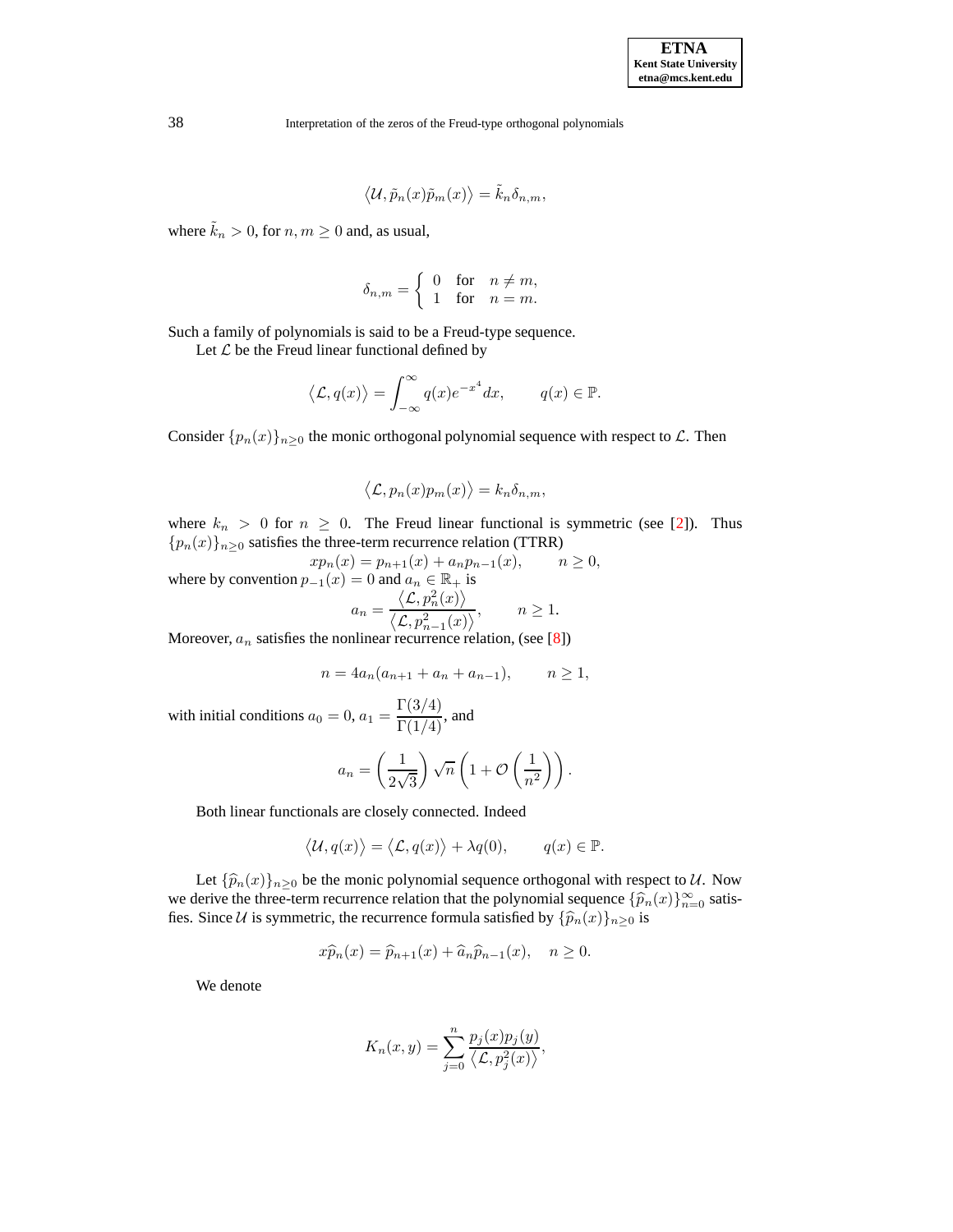$$\langle \mathcal{U}, \tilde{p}_n(x)\tilde{p}_m(x) \rangle = \tilde{k}_n \delta_{n,m},$$

where $\tilde{k}_n > 0$, for $n, m \geq 0$ and, as usual,

$$\delta_{n,m} = \begin{cases} 0 & \text{for} \quad n \neq m, \\ 1 & \text{for} \quad n = m. \end{cases}$$

Such a family of polynomials is said to be a Freud-type sequence.

Let $\mathcal{L}$ be the Freud linear functional defined by

$$\langle \mathcal{L}, q(x) \rangle = \int_{-\infty}^{\infty} q(x) e^{-x^4} dx, \qquad q(x) \in \mathbb{P}.$$

Consider $\{p_n(x)\}_{n \geq 0}$ the monic orthogonal polynomial sequence with respect to $\mathcal{L}$. Then

$$\langle \mathcal{L}, p_n(x) p_m(x) \rangle = k_n \delta_{n,m},$$

where $k_n > 0$ for $n \geq 0$. The Freud linear functional is symmetric (see [2]). Thus $\{p_n(x)\}_{n \geq 0}$ satisfies the three-term recurrence relation (TTRR)

$$x p_n(x) = p_{n+1}(x) + a_n p_{n-1}(x), \qquad n \geq 0,$$

where by convention $p_{-1}(x) = 0$ and $a_n \in \mathbb{R}_+$ is

$$a_n = \frac{\langle \mathcal{L}, p_n^2(x) \rangle}{\langle \mathcal{L}, p_{n-1}^2(x) \rangle}, \qquad n \geq 1.$$

Moreover, $a_n$ satisfies the nonlinear recurrence relation, (see [8])

$$n = 4a_n(a_{n+1} + a_n + a_{n-1}), \qquad n \geq 1,$$

with initial conditions $a_0 = 0$, $a_1 = \dfrac{\Gamma(3/4)}{\Gamma(1/4)}$, and

$$a_n = \left( \frac{1}{2\sqrt{3}} \right) \sqrt{n} \left( 1 + \mathcal{O}\left( \frac{1}{n^2} \right) \right).$$

Both linear functionals are closely connected. Indeed

$$\langle \mathcal{U}, q(x) \rangle = \langle \mathcal{L}, q(x) \rangle + \lambda q(0), \qquad q(x) \in \mathbb{P}.$$

Let $\{\widehat{p}_n(x)\}_{n \geq 0}$ be the monic polynomial sequence orthogonal with respect to $\mathcal{U}$. Now we derive the three-term recurrence relation that the polynomial sequence $\{\widehat{p}_n(x)\}_{n=0}^{\infty}$ satisfies. Since $\mathcal{U}$ is symmetric, the recurrence formula satisfied by $\{\widehat{p}_n(x)\}_{n \geq 0}$ is

$$x \widehat{p}_n(x) = \widehat{p}_{n+1}(x) + \widehat{a}_n \widehat{p}_{n-1}(x), \quad n \geq 0.$$

We denote

$$K_n(x, y) = \sum_{j=0}^{n} \frac{p_j(x) p_j(y)}{\langle \mathcal{L}, p_j^2(x) \rangle},$$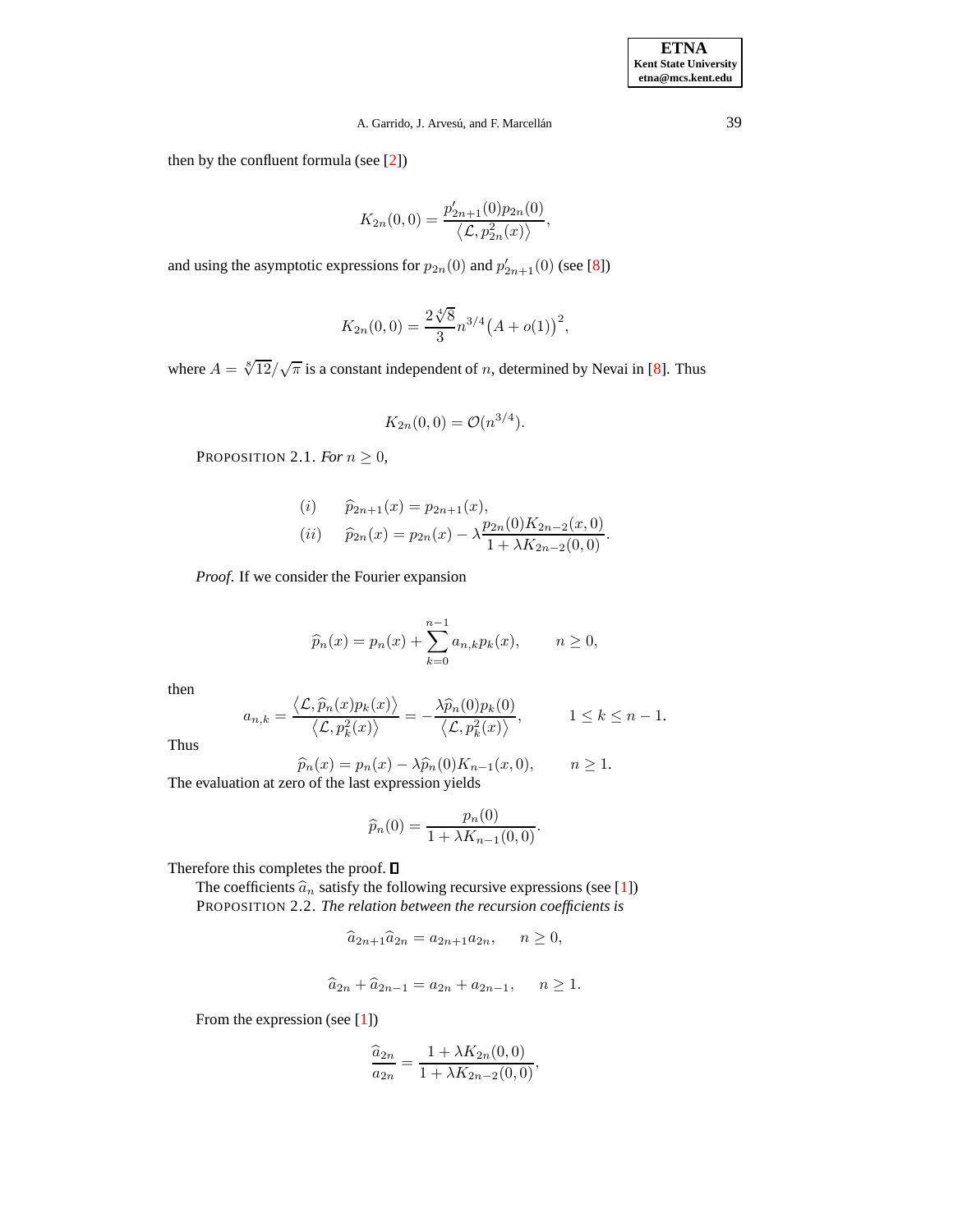then by the confluent formula (see [2])

$$K_{2n}(0,0) = \frac{p'_{2n+1}(0)p_{2n}(0)}{\langle \mathcal{L}, p_{2n}^2(x)\rangle},$$

and using the asymptotic expressions for $p_{2n}(0)$ and $p'_{2n+1}(0)$ (see [8])

$$K_{2n}(0,0) = \frac{2\sqrt[4]{8}}{3} n^{3/4}\big(A + o(1)\big)^2,$$

where $A = \sqrt[8]{12}/\sqrt{\pi}$ is a constant independent of $n$, determined by Nevai in [8]. Thus

$$K_{2n}(0,0) = \mathcal{O}(n^{3/4}).$$

PROPOSITION 2.1. *For* $n \geq 0$,

$$\begin{aligned}
&(i) \qquad \widehat{p}_{2n+1}(x) = p_{2n+1}(x),\\
&(ii) \qquad \widehat{p}_{2n}(x) = p_{2n}(x) - \lambda \frac{p_{2n}(0)K_{2n-2}(x,0)}{1+\lambda K_{2n-2}(0,0)}.
\end{aligned}$$

*Proof.* If we consider the Fourier expansion

$$\widehat{p}_n(x) = p_n(x) + \sum_{k=0}^{n-1} a_{n,k} p_k(x), \qquad n \geq 0,$$

then

$$a_{n,k} = \frac{\langle \mathcal{L}, \widehat{p}_n(x)p_k(x)\rangle}{\langle \mathcal{L}, p_k^2(x)\rangle} = -\frac{\lambda \widehat{p}_n(0)p_k(0)}{\langle \mathcal{L}, p_k^2(x)\rangle}, \qquad 1 \leq k \leq n-1.$$

Thus

$$\widehat{p}_n(x) = p_n(x) - \lambda \widehat{p}_n(0)K_{n-1}(x,0), \qquad n \geq 1.$$

The evaluation at zero of the last expression yields

$$\widehat{p}_n(0) = \frac{p_n(0)}{1+\lambda K_{n-1}(0,0)}.$$

Therefore this completes the proof. ∎

The coefficients $\widehat{a}_n$ satisfy the following recursive expressions (see [1])

PROPOSITION 2.2. *The relation between the recursion coefficients is*

$$\widehat{a}_{2n+1}\widehat{a}_{2n} = a_{2n+1}a_{2n}, \qquad n \geq 0,$$

$$\widehat{a}_{2n} + \widehat{a}_{2n-1} = a_{2n} + a_{2n-1}, \qquad n \geq 1.$$

From the expression (see [1])

$$\frac{\widehat{a}_{2n}}{a_{2n}} = \frac{1+\lambda K_{2n}(0,0)}{1+\lambda K_{2n-2}(0,0)},$$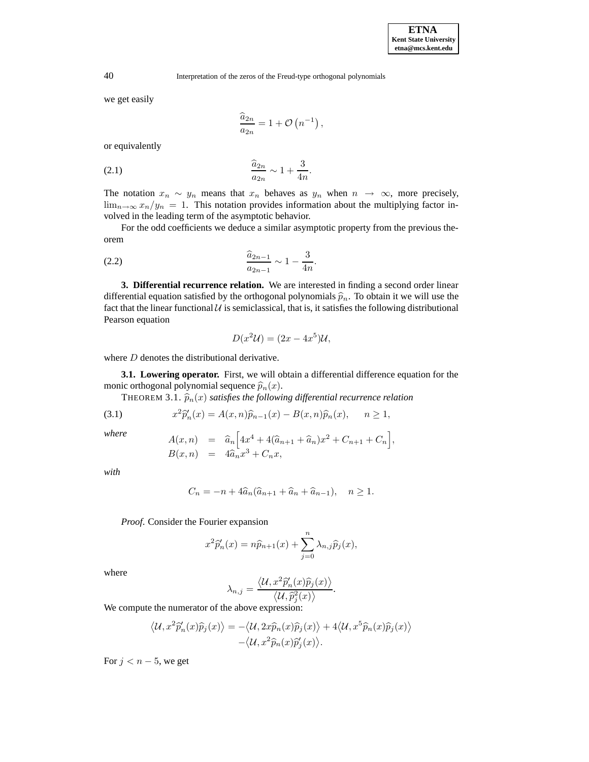we get easily

$$\frac{\widehat{a}_{2n}}{a_{2n}} = 1 + \mathcal{O}\left(n^{-1}\right),$$

or equivalently

$$\frac{\widehat{a}_{2n}}{a_{2n}} \sim 1 + \frac{3}{4n}. \tag{2.1}$$

The notation $x_n \sim y_n$ means that $x_n$ behaves as $y_n$ when $n \to \infty$, more precisely, $\lim_{n\to\infty} x_n/y_n = 1$. This notation provides information about the multiplying factor involved in the leading term of the asymptotic behavior.

For the odd coefficients we deduce a similar asymptotic property from the previous theorem

$$\frac{\widehat{a}_{2n-1}}{a_{2n-1}} \sim 1 - \frac{3}{4n}. \tag{2.2}$$

**3. Differential recurrence relation.** We are interested in finding a second order linear differential equation satisfied by the orthogonal polynomials $\widehat{p}_n$. To obtain it we will use the fact that the linear functional $\mathcal{U}$ is semiclassical, that is, it satisfies the following distributional Pearson equation

$$D(x^2\mathcal{U}) = (2x - 4x^5)\mathcal{U},$$

where $D$ denotes the distributional derivative.

**3.1. Lowering operator.** First, we will obtain a differential difference equation for the monic orthogonal polynomial sequence $\widehat{p}_n(x)$.

THEOREM 3.1. *$\widehat{p}_n(x)$ satisfies the following differential recurrence relation*

$$x^2\widehat{p}_n'(x) = A(x,n)\widehat{p}_{n-1}(x) - B(x,n)\widehat{p}_n(x), \qquad n \geq 1, \tag{3.1}$$

*where*

$$\begin{aligned} A(x,n) &= \widehat{a}_n\Big[4x^4 + 4(\widehat{a}_{n+1} + \widehat{a}_n)x^2 + C_{n+1} + C_n\Big], \\ B(x,n) &= 4\widehat{a}_n x^3 + C_n x, \end{aligned}$$

*with*

$$C_n = -n + 4\widehat{a}_n(\widehat{a}_{n+1} + \widehat{a}_n + \widehat{a}_{n-1}), \quad n \geq 1.$$

*Proof.* Consider the Fourier expansion

$$x^2\widehat{p}_n'(x) = n\widehat{p}_{n+1}(x) + \sum_{j=0}^{n} \lambda_{n,j}\widehat{p}_j(x),$$

where

$$\lambda_{n,j} = \frac{\left\langle \mathcal{U}, x^2\widehat{p}_n'(x)\widehat{p}_j(x)\right\rangle}{\left\langle \mathcal{U}, \widehat{p}_j^2(x)\right\rangle}.$$

We compute the numerator of the above expression:

$$\begin{aligned} \left\langle \mathcal{U}, x^2\widehat{p}_n'(x)\widehat{p}_j(x)\right\rangle = &-\left\langle \mathcal{U}, 2x\widehat{p}_n(x)\widehat{p}_j(x)\right\rangle + 4\left\langle \mathcal{U}, x^5\widehat{p}_n(x)\widehat{p}_j(x)\right\rangle \\ &-\left\langle \mathcal{U}, x^2\widehat{p}_n(x)\widehat{p}_j'(x)\right\rangle. \end{aligned}$$

For $j < n - 5$, we get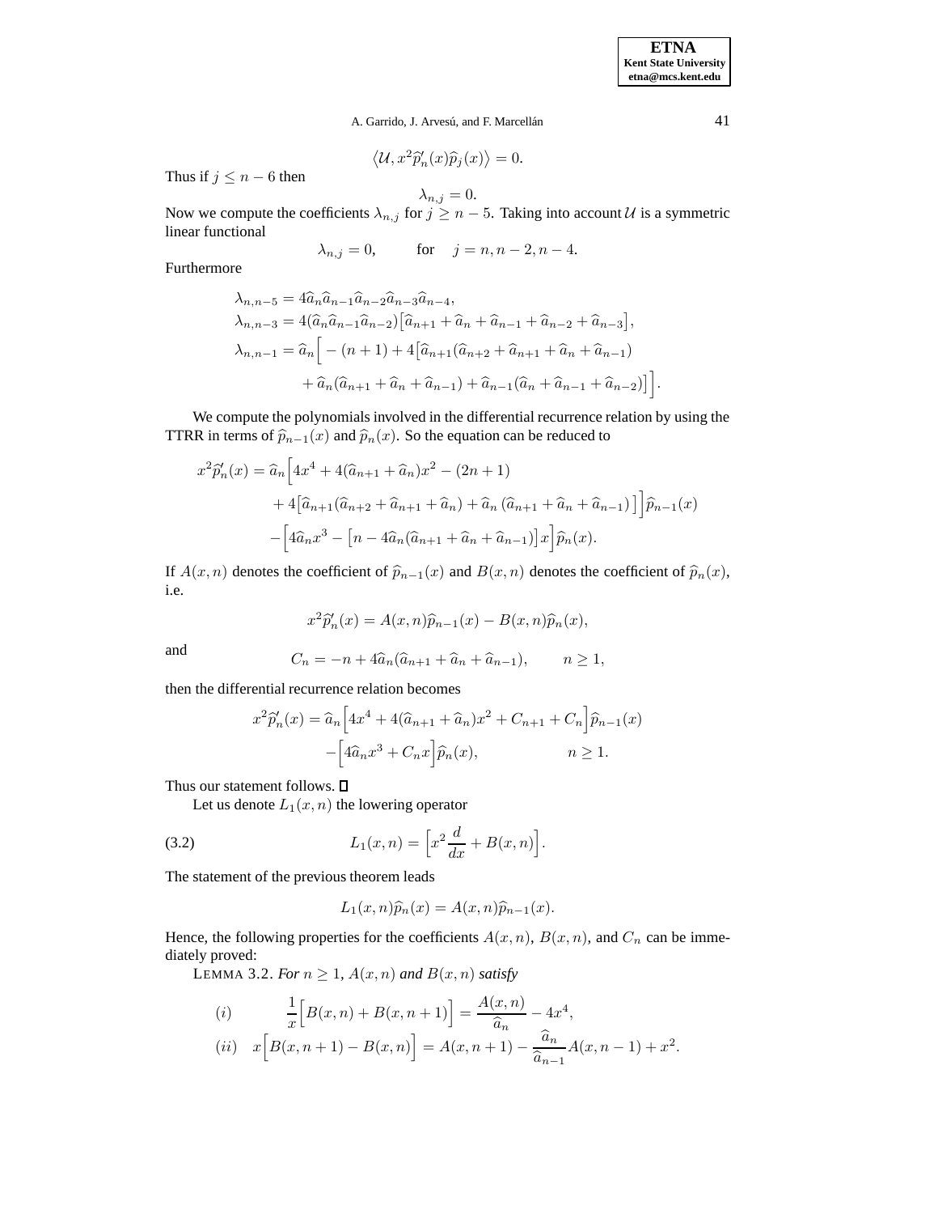$$\langle \mathcal{U}, x^2 \widehat{p}_n'(x) \widehat{p}_j(x) \rangle = 0.$$

Thus if $j \leq n-6$ then

$$\lambda_{n,j} = 0.$$

Now we compute the coefficients $\lambda_{n,j}$ for $j \geq n-5$. Taking into account $\mathcal{U}$ is a symmetric linear functional

$$\lambda_{n,j} = 0, \qquad \text{for} \quad j = n, n-2, n-4.$$

Furthermore

$$\begin{aligned}
\lambda_{n,n-5} &= 4\widehat{a}_n \widehat{a}_{n-1} \widehat{a}_{n-2} \widehat{a}_{n-3} \widehat{a}_{n-4}, \\
\lambda_{n,n-3} &= 4(\widehat{a}_n \widehat{a}_{n-1} \widehat{a}_{n-2}) \big[ \widehat{a}_{n+1} + \widehat{a}_n + \widehat{a}_{n-1} + \widehat{a}_{n-2} + \widehat{a}_{n-3} \big], \\
\lambda_{n,n-1} &= \widehat{a}_n \Big[ -(n+1) + 4 \big[ \widehat{a}_{n+1} (\widehat{a}_{n+2} + \widehat{a}_{n+1} + \widehat{a}_n + \widehat{a}_{n-1}) \\
&\qquad + \widehat{a}_n (\widehat{a}_{n+1} + \widehat{a}_n + \widehat{a}_{n-1}) + \widehat{a}_{n-1} (\widehat{a}_n + \widehat{a}_{n-1} + \widehat{a}_{n-2}) \big] \Big].
\end{aligned}$$

We compute the polynomials involved in the differential recurrence relation by using the TTRR in terms of $\widehat{p}_{n-1}(x)$ and $\widehat{p}_n(x)$. So the equation can be reduced to

$$\begin{aligned}
x^2 \widehat{p}_n'(x) = \widehat{a}_n \Big[ & 4x^4 + 4(\widehat{a}_{n+1} + \widehat{a}_n) x^2 - (2n+1) \\
& + 4 \big[ \widehat{a}_{n+1} (\widehat{a}_{n+2} + \widehat{a}_{n+1} + \widehat{a}_n) + \widehat{a}_n \, (\widehat{a}_{n+1} + \widehat{a}_n + \widehat{a}_{n-1}) \, \big] \Big] \widehat{p}_{n-1}(x) \\
& - \Big[ 4\widehat{a}_n x^3 - \big[ n - 4\widehat{a}_n (\widehat{a}_{n+1} + \widehat{a}_n + \widehat{a}_{n-1}) \big] x \Big] \widehat{p}_n(x).
\end{aligned}$$

If $A(x,n)$ denotes the coefficient of $\widehat{p}_{n-1}(x)$ and $B(x,n)$ denotes the coefficient of $\widehat{p}_n(x)$, i.e.

$$x^2 \widehat{p}_n'(x) = A(x,n) \widehat{p}_{n-1}(x) - B(x,n) \widehat{p}_n(x),$$

and

$$C_n = -n + 4\widehat{a}_n (\widehat{a}_{n+1} + \widehat{a}_n + \widehat{a}_{n-1}), \qquad n \geq 1,$$

then the differential recurrence relation becomes

$$\begin{aligned}
x^2 \widehat{p}_n'(x) = \widehat{a}_n \Big[ & 4x^4 + 4(\widehat{a}_{n+1} + \widehat{a}_n) x^2 + C_{n+1} + C_n \Big] \widehat{p}_{n-1}(x) \\
& - \Big[ 4\widehat{a}_n x^3 + C_n x \Big] \widehat{p}_n(x), \qquad\qquad n \geq 1.
\end{aligned}$$

Thus our statement follows. $\square$

Let us denote $L_1(x,n)$ the lowering operator

$$L_1(x,n) = \Big[ x^2 \frac{d}{dx} + B(x,n) \Big]. \tag{3.2}$$

The statement of the previous theorem leads

$$L_1(x,n) \widehat{p}_n(x) = A(x,n) \widehat{p}_{n-1}(x).$$

Hence, the following properties for the coefficients $A(x,n)$, $B(x,n)$, and $C_n$ can be immediately proved:

LEMMA 3.2. *For $n \geq 1$, $A(x,n)$ and $B(x,n)$ satisfy*

$$\begin{aligned}
(i) \qquad & \frac{1}{x} \Big[ B(x,n) + B(x,n+1) \Big] = \frac{A(x,n)}{\widehat{a}_n} - 4x^4, \\
(ii) \quad & x \Big[ B(x,n+1) - B(x,n) \Big] = A(x,n+1) - \frac{\widehat{a}_n}{\widehat{a}_{n-1}} A(x,n-1) + x^2.
\end{aligned}$$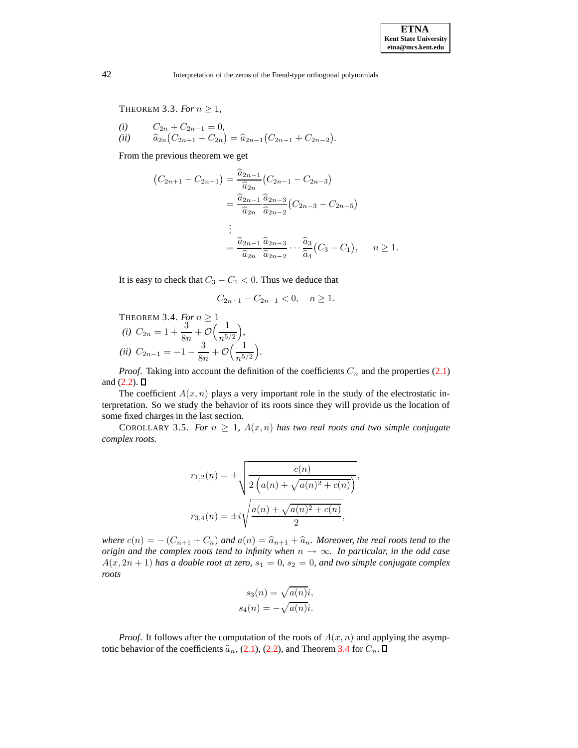THEOREM 3.3. *For* $n \geq 1$,

*(i)* $\qquad C_{2n} + C_{2n-1} = 0,$
*(ii)* $\qquad \widehat{a}_{2n}\big(C_{2n+1} + C_{2n}\big) = \widehat{a}_{2n-1}\big(C_{2n-1} + C_{2n-2}\big).$

From the previous theorem we get

$$
\begin{aligned}
\big(C_{2n+1} - C_{2n-1}\big) &= \frac{\widehat{a}_{2n-1}}{\widehat{a}_{2n}}\big(C_{2n-1} - C_{2n-3}\big) \\
&= \frac{\widehat{a}_{2n-1}}{\widehat{a}_{2n}}\frac{\widehat{a}_{2n-3}}{\widehat{a}_{2n-2}}\big(C_{2n-3} - C_{2n-5}\big) \\
&\;\;\vdots \\
&= \frac{\widehat{a}_{2n-1}}{\widehat{a}_{2n}}\frac{\widehat{a}_{2n-3}}{\widehat{a}_{2n-2}}\cdots\frac{\widehat{a}_{3}}{\widehat{a}_{4}}\big(C_{3} - C_{1}\big), \qquad n \geq 1.
\end{aligned}
$$

It is easy to check that $C_3 - C_1 < 0$. Thus we deduce that

$$
C_{2n+1} - C_{2n-1} < 0, \quad n \geq 1.
$$

THEOREM 3.4. *For* $n \geq 1$
*(i)* $C_{2n} = 1 + \dfrac{3}{8n} + \mathcal{O}\Big(\dfrac{1}{n^{5/2}}\Big),$
*(ii)* $C_{2n-1} = -1 - \dfrac{3}{8n} + \mathcal{O}\Big(\dfrac{1}{n^{5/2}}\Big).$

*Proof.* Taking into account the definition of the coefficients $C_n$ and the properties (2.1) and (2.2). □

The coefficient $A(x,n)$ plays a very important role in the study of the electrostatic interpretation. So we study the behavior of its roots since they will provide us the location of some fixed charges in the last section.

COROLLARY 3.5. *For* $n \geq 1$, $A(x,n)$ *has two real roots and two simple conjugate complex roots.*

$$
r_{1,2}(n) = \pm\sqrt{\frac{c(n)}{2\left(a(n) + \sqrt{a(n)^2 + c(n)}\right)}},
$$

$$
r_{3,4}(n) = \pm i\sqrt{\frac{a(n) + \sqrt{a(n)^2 + c(n)}}{2}},
$$

*where* $c(n) = -\left(C_{n+1} + C_n\right)$ *and* $a(n) = \widehat{a}_{n+1} + \widehat{a}_n$. *Moreover, the real roots tend to the origin and the complex roots tend to infinity when* $n \to \infty$. *In particular, in the odd case* $A(x, 2n+1)$ *has a double root at zero,* $s_1 = 0$, $s_2 = 0$, *and two simple conjugate complex roots*

$$
s_3(n) = \sqrt{a(n)}i,
$$
$$
s_4(n) = -\sqrt{a(n)}i.
$$

*Proof.* It follows after the computation of the roots of $A(x,n)$ and applying the asymptotic behavior of the coefficients $\widehat{a}_n$, (2.1), (2.2), and Theorem 3.4 for $C_n$. □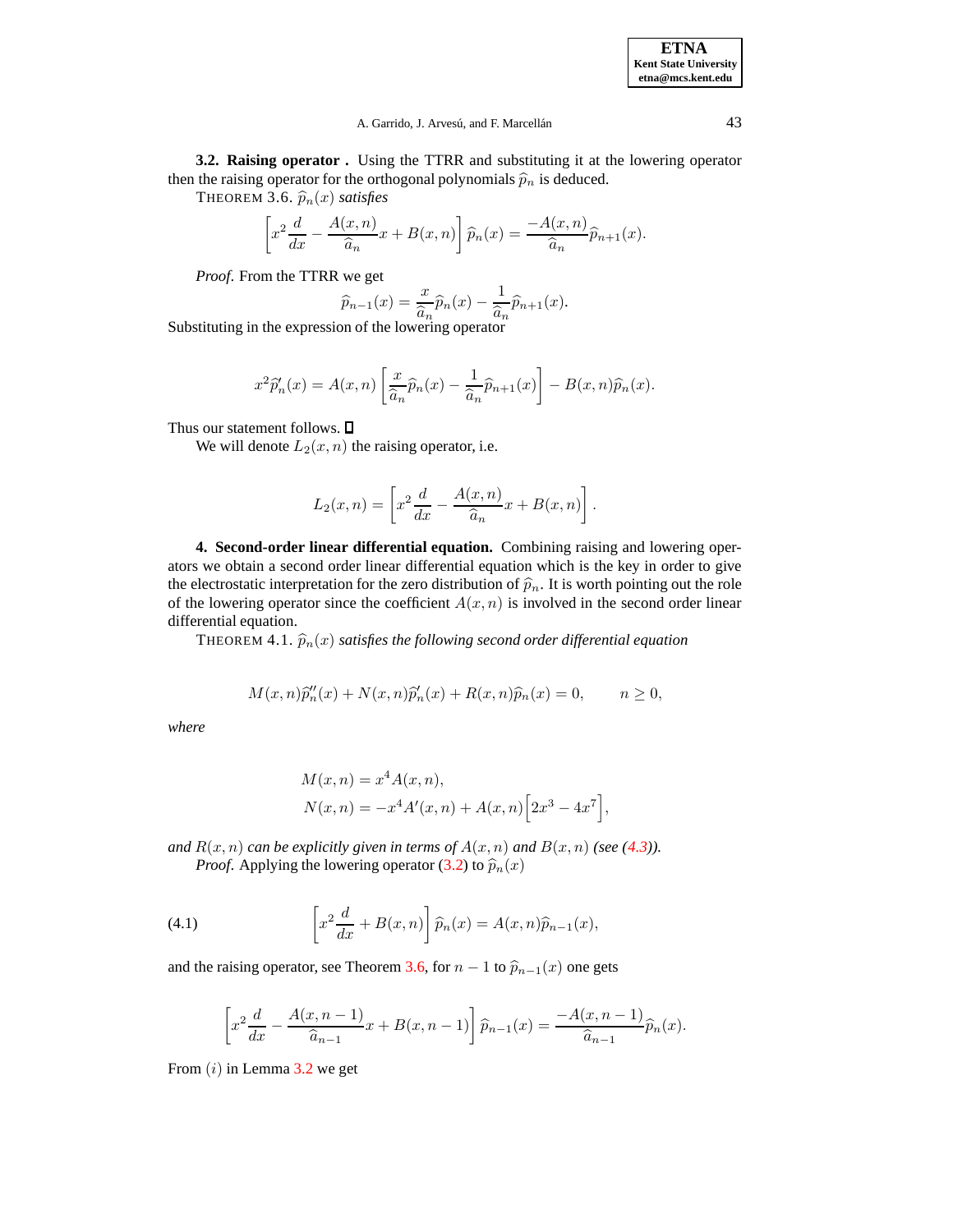**3.2. Raising operator .** Using the TTRR and substituting it at the lowering operator then the raising operator for the orthogonal polynomials $\widehat{p}_n$ is deduced.

THEOREM 3.6. *$\widehat{p}_n(x)$ satisfies*

$$\left[x^2\frac{d}{dx} - \frac{A(x,n)}{\widehat{a}_n}x + B(x,n)\right]\widehat{p}_n(x) = \frac{-A(x,n)}{\widehat{a}_n}\widehat{p}_{n+1}(x).$$

*Proof.* From the TTRR we get

$$\widehat{p}_{n-1}(x) = \frac{x}{\widehat{a}_n}\widehat{p}_n(x) - \frac{1}{\widehat{a}_n}\widehat{p}_{n+1}(x).$$

Substituting in the expression of the lowering operator

$$x^2\widehat{p}_n'(x) = A(x,n)\left[\frac{x}{\widehat{a}_n}\widehat{p}_n(x) - \frac{1}{\widehat{a}_n}\widehat{p}_{n+1}(x)\right] - B(x,n)\widehat{p}_n(x).$$

Thus our statement follows. □

We will denote $L_2(x,n)$ the raising operator, i.e.

$$L_2(x,n) = \left[x^2\frac{d}{dx} - \frac{A(x,n)}{\widehat{a}_n}x + B(x,n)\right].$$

**4. Second-order linear differential equation.** Combining raising and lowering operators we obtain a second order linear differential equation which is the key in order to give the electrostatic interpretation for the zero distribution of $\widehat{p}_n$. It is worth pointing out the role of the lowering operator since the coefficient $A(x,n)$ is involved in the second order linear differential equation.

THEOREM 4.1. *$\widehat{p}_n(x)$ satisfies the following second order differential equation*

$$M(x,n)\widehat{p}_n''(x) + N(x,n)\widehat{p}_n'(x) + R(x,n)\widehat{p}_n(x) = 0, \qquad n \geq 0,$$

*where*

$$\begin{aligned}
M(x,n) &= x^4 A(x,n),\\
N(x,n) &= -x^4 A'(x,n) + A(x,n)\Big[2x^3 - 4x^7\Big],
\end{aligned}$$

*and $R(x,n)$ can be explicitly given in terms of $A(x,n)$ and $B(x,n)$ (see (4.3)).*

*Proof.* Applying the lowering operator (3.2) to $\widehat{p}_n(x)$

$$\left[x^2\frac{d}{dx} + B(x,n)\right]\widehat{p}_n(x) = A(x,n)\widehat{p}_{n-1}(x), \tag{4.1}$$

and the raising operator, see Theorem 3.6, for $n-1$ to $\widehat{p}_{n-1}(x)$ one gets

$$\left[x^2\frac{d}{dx} - \frac{A(x,n-1)}{\widehat{a}_{n-1}}x + B(x,n-1)\right]\widehat{p}_{n-1}(x) = \frac{-A(x,n-1)}{\widehat{a}_{n-1}}\widehat{p}_n(x).$$

From $(i)$ in Lemma 3.2 we get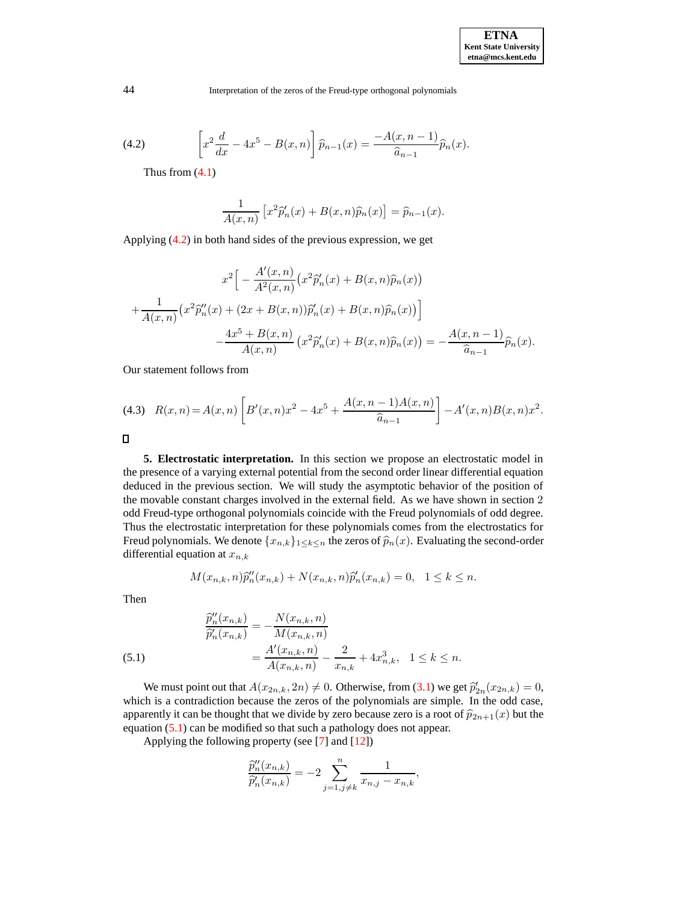$$\left[ x^2 \frac{d}{dx} - 4x^5 - B(x,n) \right] \widehat{p}_{n-1}(x) = \frac{-A(x,n-1)}{\widehat{a}_{n-1}} \widehat{p}_n(x). \tag{4.2}$$

Thus from (4.1)

$$\frac{1}{A(x,n)} \left[ x^2 \widehat{p}_n'(x) + B(x,n) \widehat{p}_n(x) \right] = \widehat{p}_{n-1}(x).$$

Applying (4.2) in both hand sides of the previous expression, we get

$$\begin{aligned} & x^2 \Big[ - \frac{A'(x,n)}{A^2(x,n)} \big( x^2 \widehat{p}_n'(x) + B(x,n) \widehat{p}_n(x) \big) \\ & + \frac{1}{A(x,n)} \big( x^2 \widehat{p}_n''(x) + (2x + B(x,n)) \widehat{p}_n'(x) + B(x,n) \widehat{p}_n(x) \big) \Big] \\ & - \frac{4x^5 + B(x,n)}{A(x,n)} \left( x^2 \widehat{p}_n'(x) + B(x,n) \widehat{p}_n(x) \right) = - \frac{A(x,n-1)}{\widehat{a}_{n-1}} \widehat{p}_n(x). \end{aligned}$$

Our statement follows from

$$R(x,n) = A(x,n) \left[ B'(x,n) x^2 - 4x^5 + \frac{A(x,n-1) A(x,n)}{\widehat{a}_{n-1}} \right] - A'(x,n) B(x,n) x^2. \tag{4.3}$$

□

**5. Electrostatic interpretation.** In this section we propose an electrostatic model in the presence of a varying external potential from the second order linear differential equation deduced in the previous section. We will study the asymptotic behavior of the position of the movable constant charges involved in the external field. As we have shown in section 2 odd Freud-type orthogonal polynomials coincide with the Freud polynomials of odd degree. Thus the electrostatic interpretation for these polynomials comes from the electrostatics for Freud polynomials. We denote $\{x_{n,k}\}_{1 \le k \le n}$ the zeros of $\widehat{p}_n(x)$. Evaluating the second-order differential equation at $x_{n,k}$

$$M(x_{n,k}, n) \widehat{p}_n''(x_{n,k}) + N(x_{n,k}, n) \widehat{p}_n'(x_{n,k}) = 0, \quad 1 \le k \le n.$$

Then

$$\begin{aligned} \frac{\widehat{p}_n''(x_{n,k})}{\widehat{p}_n'(x_{n,k})} &= - \frac{N(x_{n,k}, n)}{M(x_{n,k}, n)} \\ &= \frac{A'(x_{n,k}, n)}{A(x_{n,k}, n)} - \frac{2}{x_{n,k}} + 4x_{n,k}^3, \quad 1 \le k \le n. \end{aligned} \tag{5.1}$$

We must point out that $A(x_{2n,k}, 2n) \neq 0$. Otherwise, from (3.1) we get $\widehat{p}_{2n}'(x_{2n,k}) = 0$, which is a contradiction because the zeros of the polynomials are simple. In the odd case, apparently it can be thought that we divide by zero because zero is a root of $\widehat{p}_{2n+1}(x)$ but the equation (5.1) can be modified so that such a pathology does not appear.

Applying the following property (see [7] and [12])

$$\frac{\widehat{p}_n''(x_{n,k})}{\widehat{p}_n'(x_{n,k})} = -2 \sum_{j=1, j \neq k}^{n} \frac{1}{x_{n,j} - x_{n,k}},$$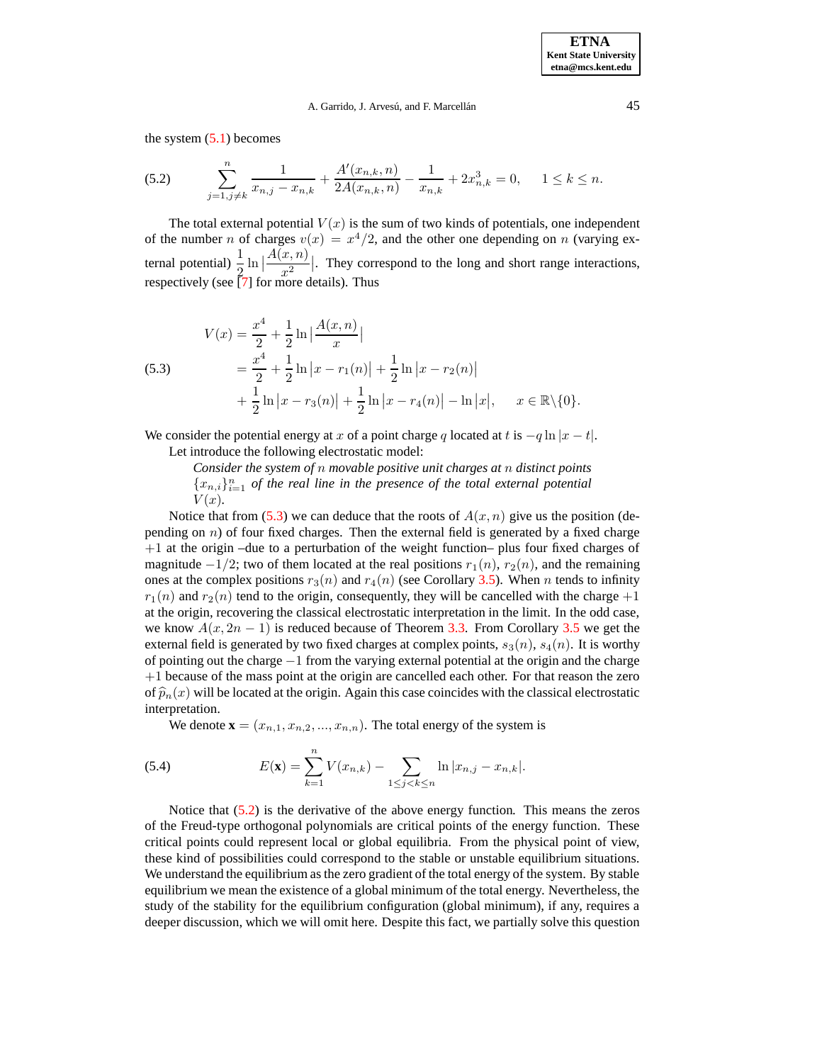the system (5.1) becomes

$$\sum_{j=1,j\neq k}^{n} \frac{1}{x_{n,j}-x_{n,k}} + \frac{A'(x_{n,k},n)}{2A(x_{n,k},n)} - \frac{1}{x_{n,k}} + 2x_{n,k}^3 = 0, \qquad 1 \le k \le n. \tag{5.2}$$

The total external potential $V(x)$ is the sum of two kinds of potentials, one independent of the number $n$ of charges $v(x) = x^4/2$, and the other one depending on $n$ (varying external potential) $\dfrac{1}{2}\ln\left|\dfrac{A(x,n)}{x^2}\right|$. They correspond to the long and short range interactions, respectively (see [7] for more details). Thus

$$\begin{aligned} V(x) &= \frac{x^4}{2} + \frac{1}{2}\ln\left|\frac{A(x,n)}{x}\right| \\ &= \frac{x^4}{2} + \frac{1}{2}\ln\left|x-r_1(n)\right| + \frac{1}{2}\ln\left|x-r_2(n)\right| \\ &\quad + \frac{1}{2}\ln\left|x-r_3(n)\right| + \frac{1}{2}\ln\left|x-r_4(n)\right| - \ln|x|, \qquad x \in \mathbb{R}\backslash\{0\}. \end{aligned} \tag{5.3}$$

We consider the potential energy at $x$ of a point charge $q$ located at $t$ is $-q\ln|x-t|$.

Let introduce the following electrostatic model:

*Consider the system of $n$ movable positive unit charges at $n$ distinct points $\{x_{n,i}\}_{i=1}^n$ of the real line in the presence of the total external potential $V(x)$.*

Notice that from (5.3) we can deduce that the roots of $A(x,n)$ give us the position (depending on $n$) of four fixed charges. Then the external field is generated by a fixed charge $+1$ at the origin –due to a perturbation of the weight function– plus four fixed charges of magnitude $-1/2$; two of them located at the real positions $r_1(n)$, $r_2(n)$, and the remaining ones at the complex positions $r_3(n)$ and $r_4(n)$ (see Corollary 3.5). When $n$ tends to infinity $r_1(n)$ and $r_2(n)$ tend to the origin, consequently, they will be cancelled with the charge $+1$ at the origin, recovering the classical electrostatic interpretation in the limit. In the odd case, we know $A(x, 2n-1)$ is reduced because of Theorem 3.3. From Corollary 3.5 we get the external field is generated by two fixed charges at complex points, $s_3(n)$, $s_4(n)$. It is worthy of pointing out the charge $-1$ from the varying external potential at the origin and the charge $+1$ because of the mass point at the origin are cancelled each other. For that reason the zero of $\widehat{p}_n(x)$ will be located at the origin. Again this case coincides with the classical electrostatic interpretation.

We denote $\mathbf{x} = (x_{n,1}, x_{n,2}, ..., x_{n,n})$. The total energy of the system is

$$E(\mathbf{x}) = \sum_{k=1}^{n} V(x_{n,k}) - \sum_{1\le j<k\le n} \ln|x_{n,j}-x_{n,k}|. \tag{5.4}$$

Notice that (5.2) is the derivative of the above energy function. This means the zeros of the Freud-type orthogonal polynomials are critical points of the energy function. These critical points could represent local or global equilibria. From the physical point of view, these kind of possibilities could correspond to the stable or unstable equilibrium situations. We understand the equilibrium as the zero gradient of the total energy of the system. By stable equilibrium we mean the existence of a global minimum of the total energy. Nevertheless, the study of the stability for the equilibrium configuration (global minimum), if any, requires a deeper discussion, which we will omit here. Despite this fact, we partially solve this question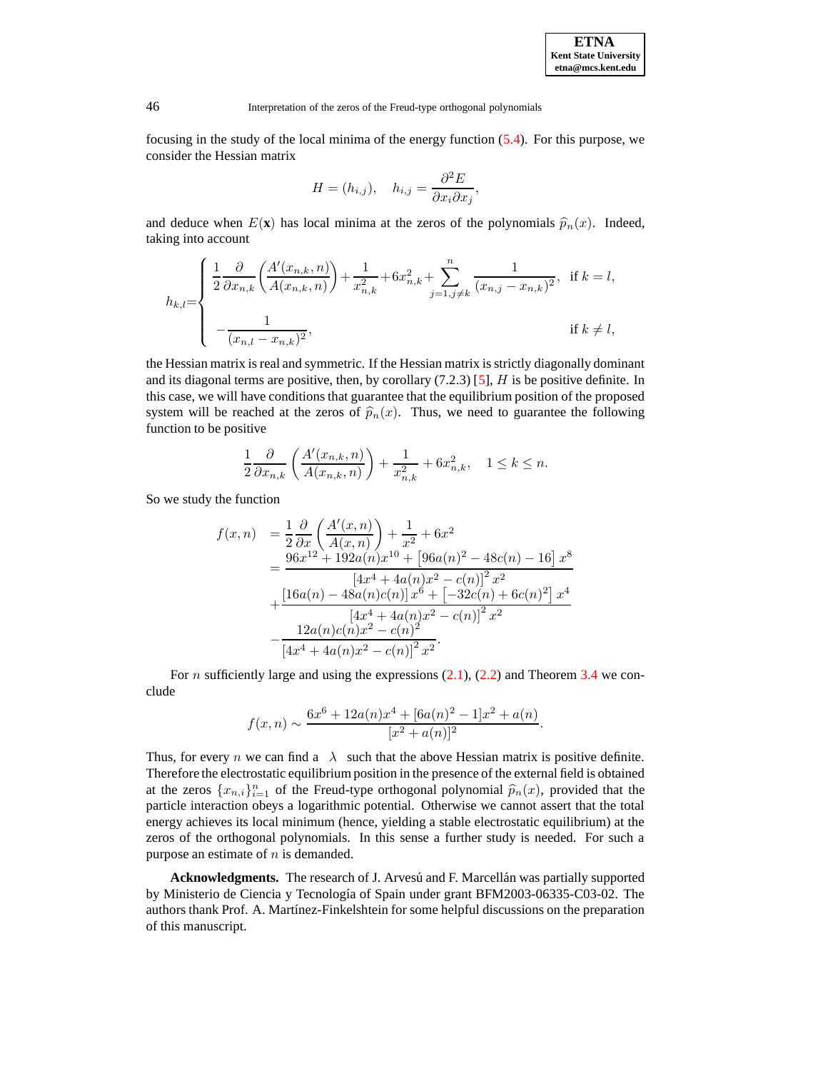focusing in the study of the local minima of the energy function (5.4). For this purpose, we consider the Hessian matrix

$$H = (h_{i,j}), \quad h_{i,j} = \frac{\partial^2 E}{\partial x_i \partial x_j},$$

and deduce when $E(\mathbf{x})$ has local minima at the zeros of the polynomials $\widehat{p}_n(x)$. Indeed, taking into account

$$h_{k,l} = \begin{cases} \dfrac{1}{2}\dfrac{\partial}{\partial x_{n,k}}\left(\dfrac{A'(x_{n,k},n)}{A(x_{n,k},n)}\right) + \dfrac{1}{x_{n,k}^2} + 6x_{n,k}^2 + \displaystyle\sum_{j=1, j\neq k}^{n} \dfrac{1}{(x_{n,j}-x_{n,k})^2}, & \text{if } k = l, \\ -\dfrac{1}{(x_{n,l}-x_{n,k})^2}, & \text{if } k \neq l, \end{cases}$$

the Hessian matrix is real and symmetric. If the Hessian matrix is strictly diagonally dominant and its diagonal terms are positive, then, by corollary (7.2.3) [5], $H$ is be positive definite. In this case, we will have conditions that guarantee that the equilibrium position of the proposed system will be reached at the zeros of $\widehat{p}_n(x)$. Thus, we need to guarantee the following function to be positive

$$\frac{1}{2}\frac{\partial}{\partial x_{n,k}}\left(\frac{A'(x_{n,k},n)}{A(x_{n,k},n)}\right) + \frac{1}{x_{n,k}^2} + 6x_{n,k}^2, \quad 1 \leq k \leq n.$$

So we study the function

$$\begin{aligned} f(x,n) &= \frac{1}{2}\frac{\partial}{\partial x}\left(\frac{A'(x,n)}{A(x,n)}\right) + \frac{1}{x^2} + 6x^2 \\ &= \frac{96x^{12} + 192a(n)x^{10} + \left[96a(n)^2 - 48c(n) - 16\right]x^8}{\left[4x^4 + 4a(n)x^2 - c(n)\right]^2 x^2} \\ &+ \frac{\left[16a(n) - 48a(n)c(n)\right]x^6 + \left[-32c(n) + 6c(n)^2\right]x^4}{\left[4x^4 + 4a(n)x^2 - c(n)\right]^2 x^2} \\ &- \frac{12a(n)c(n)x^2 - c(n)^2}{\left[4x^4 + 4a(n)x^2 - c(n)\right]^2 x^2}. \end{aligned}$$

For $n$ sufficiently large and using the expressions (2.1), (2.2) and Theorem 3.4 we conclude

$$f(x,n) \sim \frac{6x^6 + 12a(n)x^4 + [6a(n)^2 - 1]x^2 + a(n)}{[x^2 + a(n)]^2}.$$

Thus, for every $n$ we can find a $\lambda$ such that the above Hessian matrix is positive definite. Therefore the electrostatic equilibrium position in the presence of the external field is obtained at the zeros $\{x_{n,i}\}_{i=1}^n$ of the Freud-type orthogonal polynomial $\widehat{p}_n(x)$, provided that the particle interaction obeys a logarithmic potential. Otherwise we cannot assert that the total energy achieves its local minimum (hence, yielding a stable electrostatic equilibrium) at the zeros of the orthogonal polynomials. In this sense a further study is needed. For such a purpose an estimate of $n$ is demanded.

**Acknowledgments.** The research of J. Arvesú and F. Marcellán was partially supported by Ministerio de Ciencia y Tecnología of Spain under grant BFM2003-06335-C03-02. The authors thank Prof. A. Martínez-Finkelshtein for some helpful discussions on the preparation of this manuscript.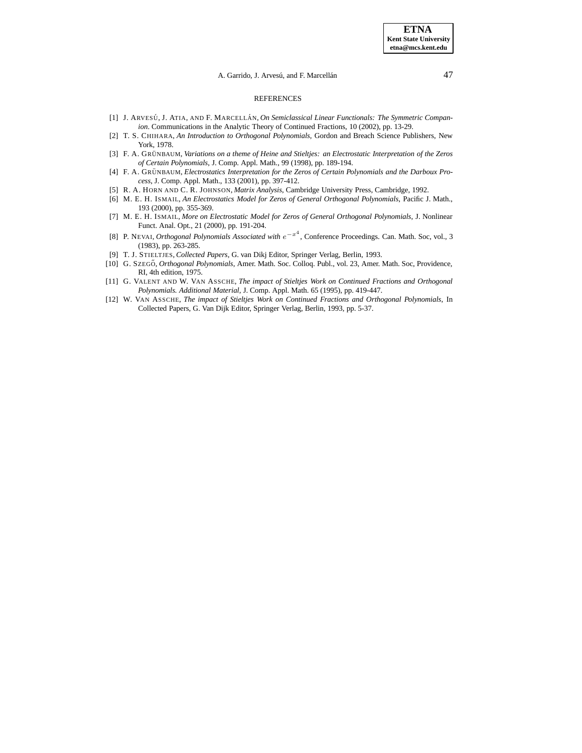## REFERENCES

- [1] J. ARVESÚ, J. ATIA, AND F. MARCELLÁN, *On Semiclassical Linear Functionals: The Symmetric Companion*. Communications in the Analytic Theory of Continued Fractions, 10 (2002), pp. 13-29.
- [2] T. S. CHIHARA, *An Introduction to Orthogonal Polynomials*, Gordon and Breach Science Publishers, New York, 1978.
- [3] F. A. GRÜNBAUM, *Variations on a theme of Heine and Stieltjes: an Electrostatic Interpretation of the Zeros of Certain Polynomials*, J. Comp. Appl. Math., 99 (1998), pp. 189-194.
- [4] F. A. GRÜNBAUM, *Electrostatics Interpretation for the Zeros of Certain Polynomials and the Darboux Process*, J. Comp. Appl. Math., 133 (2001), pp. 397-412.
- [5] R. A. HORN AND C. R. JOHNSON, *Matrix Analysis*, Cambridge University Press, Cambridge, 1992.
- [6] M. E. H. ISMAIL, *An Electrostatics Model for Zeros of General Orthogonal Polynomials*, Pacific J. Math., 193 (2000), pp. 355-369.
- [7] M. E. H. ISMAIL, *More on Electrostatic Model for Zeros of General Orthogonal Polynomials*, J. Nonlinear Funct. Anal. Opt., 21 (2000), pp. 191-204.
- [8] P. NEVAI, *Orthogonal Polynomials Associated with* $e^{-x^4}$, Conference Proceedings. Can. Math. Soc, vol., 3 (1983), pp. 263-285.
- [9] T. J. STIELTJES, *Collected Papers*, G. van Dikj Editor, Springer Verlag, Berlin, 1993.
- [10] G. SZEGŐ, *Orthogonal Polynomials*, Amer. Math. Soc. Colloq. Publ., vol. 23, Amer. Math. Soc, Providence, RI, 4th edition, 1975.
- [11] G. VALENT AND W. VAN ASSCHE, *The impact of Stieltjes Work on Continued Fractions and Orthogonal Polynomials. Additional Material*, J. Comp. Appl. Math. 65 (1995), pp. 419-447.
- [12] W. VAN ASSCHE, *The impact of Stieltjes Work on Continued Fractions and Orthogonal Polynomials*, In Collected Papers, G. Van Dijk Editor, Springer Verlag, Berlin, 1993, pp. 5-37.